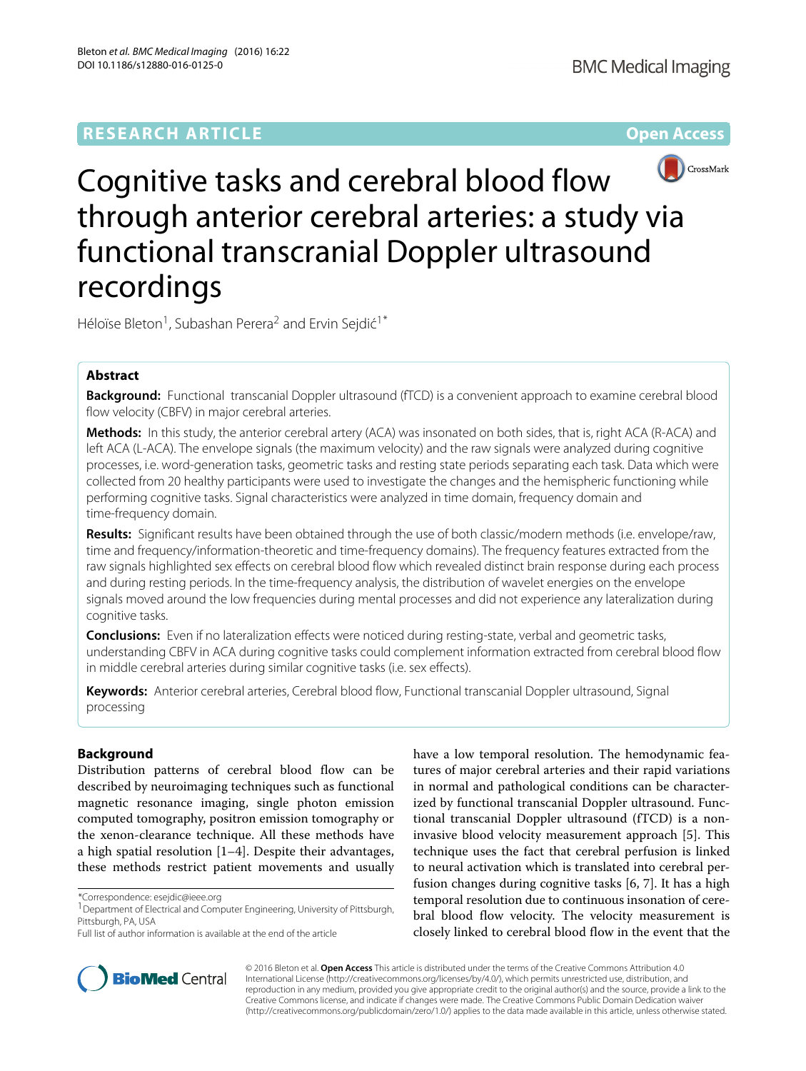RESEARCH ARTICLE

Open Access

# Cognitive tasks and cerebral blood flow through anterior cerebral arteries: a study via functional transcranial Doppler ultrasound recordings

Héloïse Bleton[1], Subashan Perera[2] and Ervin Sejdić[1*]

## Abstract

**Background:** Functional transcanial Doppler ultrasound (fTCD) is a convenient approach to examine cerebral blood flow velocity (CBFV) in major cerebral arteries.

**Methods:** In this study, the anterior cerebral artery (ACA) was insonated on both sides, that is, right ACA (R-ACA) and left ACA (L-ACA). The envelope signals (the maximum velocity) and the raw signals were analyzed during cognitive processes, i.e. word-generation tasks, geometric tasks and resting state periods separating each task. Data which were collected from 20 healthy participants were used to investigate the changes and the hemispheric functioning while performing cognitive tasks. Signal characteristics were analyzed in time domain, frequency domain and time-frequency domain.

**Results:** Significant results have been obtained through the use of both classic/modern methods (i.e. envelope/raw, time and frequency/information-theoretic and time-frequency domains). The frequency features extracted from the raw signals highlighted sex effects on cerebral blood flow which revealed distinct brain response during each process and during resting periods. In the time-frequency analysis, the distribution of wavelet energies on the envelope signals moved around the low frequencies during mental processes and did not experience any lateralization during cognitive tasks.

**Conclusions:** Even if no lateralization effects were noticed during resting-state, verbal and geometric tasks, understanding CBFV in ACA during cognitive tasks could complement information extracted from cerebral blood flow in middle cerebral arteries during similar cognitive tasks (i.e. sex effects).

**Keywords:** Anterior cerebral arteries, Cerebral blood flow, Functional transcanial Doppler ultrasound, Signal processing

## Background

Distribution patterns of cerebral blood flow can be described by neuroimaging techniques such as functional magnetic resonance imaging, single photon emission computed tomography, positron emission tomography or the xenon-clearance technique. All these methods have a high spatial resolution [1–4]. Despite their advantages, these methods restrict patient movements and usually have a low temporal resolution. The hemodynamic features of major cerebral arteries and their rapid variations in normal and pathological conditions can be characterized by functional transcanial Doppler ultrasound. Functional transcanial Doppler ultrasound (fTCD) is a non-invasive blood velocity measurement approach [5]. This technique uses the fact that cerebral perfusion is linked to neural activation which is translated into cerebral perfusion changes during cognitive tasks [6, 7]. It has a high temporal resolution due to continuous insonation of cerebral blood flow velocity. The velocity measurement is closely linked to cerebral blood flow in the event that the

*Correspondence: esejdic@ieee.org
[1]Department of Electrical and Computer Engineering, University of Pittsburgh, Pittsburgh, PA, USA
Full list of author information is available at the end of the article

© 2016 Bleton et al. **Open Access** This article is distributed under the terms of the Creative Commons Attribution 4.0 International License (http://creativecommons.org/licenses/by/4.0/), which permits unrestricted use, distribution, and reproduction in any medium, provided you give appropriate credit to the original author(s) and the source, provide a link to the Creative Commons license, and indicate if changes were made. The Creative Commons Public Domain Dedication waiver (http://creativecommons.org/publicdomain/zero/1.0/) applies to the data made available in this article, unless otherwise stated.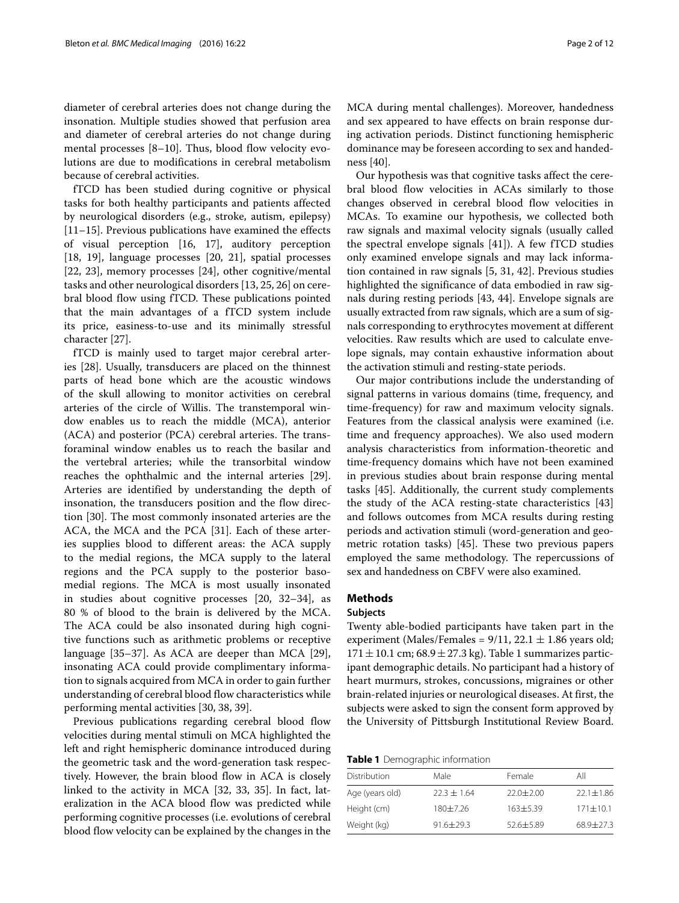diameter of cerebral arteries does not change during the insonation. Multiple studies showed that perfusion area and diameter of cerebral arteries do not change during mental processes [8–10]. Thus, blood flow velocity evolutions are due to modifications in cerebral metabolism because of cerebral activities.

fTCD has been studied during cognitive or physical tasks for both healthy participants and patients affected by neurological disorders (e.g., stroke, autism, epilepsy) [11–15]. Previous publications have examined the effects of visual perception [16, 17], auditory perception [18, 19], language processes [20, 21], spatial processes [22, 23], memory processes [24], other cognitive/mental tasks and other neurological disorders [13, 25, 26] on cerebral blood flow using fTCD. These publications pointed that the main advantages of a fTCD system include its price, easiness-to-use and its minimally stressful character [27].

fTCD is mainly used to target major cerebral arteries [28]. Usually, transducers are placed on the thinnest parts of head bone which are the acoustic windows of the skull allowing to monitor activities on cerebral arteries of the circle of Willis. The transtemporal window enables us to reach the middle (MCA), anterior (ACA) and posterior (PCA) cerebral arteries. The transforaminal window enables us to reach the basilar and the vertebral arteries; while the transorbital window reaches the ophthalmic and the internal arteries [29]. Arteries are identified by understanding the depth of insonation, the transducers position and the flow direction [30]. The most commonly insonated arteries are the ACA, the MCA and the PCA [31]. Each of these arteries supplies blood to different areas: the ACA supply to the medial regions, the MCA supply to the lateral regions and the PCA supply to the posterior basomedial regions. The MCA is most usually insonated in studies about cognitive processes [20, 32–34], as 80 % of blood to the brain is delivered by the MCA. The ACA could be also insonated during high cognitive functions such as arithmetic problems or receptive language [35–37]. As ACA are deeper than MCA [29], insonating ACA could provide complimentary information to signals acquired from MCA in order to gain further understanding of cerebral blood flow characteristics while performing mental activities [30, 38, 39].

Previous publications regarding cerebral blood flow velocities during mental stimuli on MCA highlighted the left and right hemispheric dominance introduced during the geometric task and the word-generation task respectively. However, the brain blood flow in ACA is closely linked to the activity in MCA [32, 33, 35]. In fact, lateralization in the ACA blood flow was predicted while performing cognitive processes (i.e. evolutions of cerebral blood flow velocity can be explained by the changes in the MCA during mental challenges). Moreover, handedness and sex appeared to have effects on brain response during activation periods. Distinct functioning hemispheric dominance may be foreseen according to sex and handedness [40].

Our hypothesis was that cognitive tasks affect the cerebral blood flow velocities in ACAs similarly to those changes observed in cerebral blood flow velocities in MCAs. To examine our hypothesis, we collected both raw signals and maximal velocity signals (usually called the spectral envelope signals [41]). A few fTCD studies only examined envelope signals and may lack information contained in raw signals [5, 31, 42]. Previous studies highlighted the significance of data embodied in raw signals during resting periods [43, 44]. Envelope signals are usually extracted from raw signals, which are a sum of signals corresponding to erythrocytes movement at different velocities. Raw results which are used to calculate envelope signals, may contain exhaustive information about the activation stimuli and resting-state periods.

Our major contributions include the understanding of signal patterns in various domains (time, frequency, and time-frequency) for raw and maximum velocity signals. Features from the classical analysis were examined (i.e. time and frequency approaches). We also used modern analysis characteristics from information-theoretic and time-frequency domains which have not been examined in previous studies about brain response during mental tasks [45]. Additionally, the current study complements the study of the ACA resting-state characteristics [43] and follows outcomes from MCA results during resting periods and activation stimuli (word-generation and geometric rotation tasks) [45]. These two previous papers employed the same methodology. The repercussions of sex and handedness on CBFV were also examined.

## Methods

### Subjects

Twenty able-bodied participants have taken part in the experiment (Males/Females = 9/11, 22.1 ± 1.86 years old; 171 ± 10.1 cm; 68.9 ± 27.3 kg). Table 1 summarizes participant demographic details. No participant had a history of heart murmurs, strokes, concussions, migraines or other brain-related injuries or neurological diseases. At first, the subjects were asked to sign the consent form approved by the University of Pittsburgh Institutional Review Board.

**Table 1** Demographic information

| Distribution | Male | Female | All |
|---|---|---|---|
| Age (years old) | 22.3 ± 1.64 | 22.0±2.00 | 22.1±1.86 |
| Height (cm) | 180±7.26 | 163±5.39 | 171±10.1 |
| Weight (kg) | 91.6±29.3 | 52.6±5.89 | 68.9±27.3 |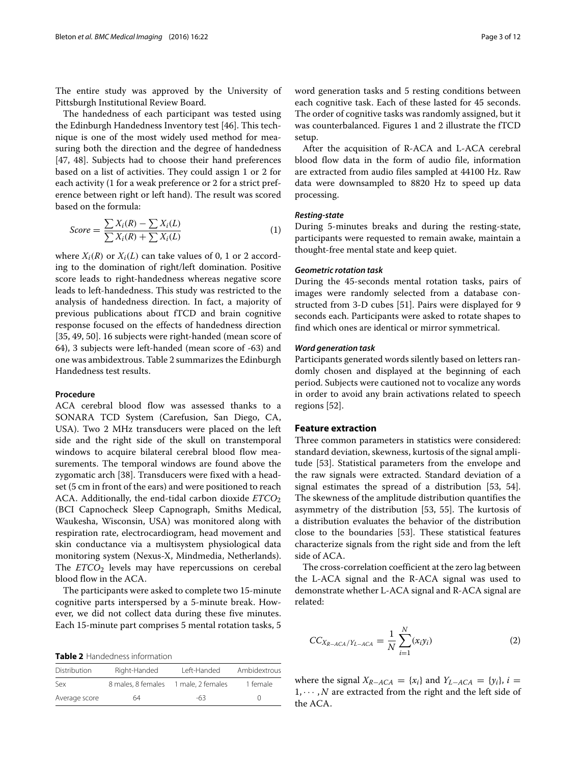The entire study was approved by the University of Pittsburgh Institutional Review Board.

The handedness of each participant was tested using the Edinburgh Handedness Inventory test [46]. This technique is one of the most widely used method for measuring both the direction and the degree of handedness [47, 48]. Subjects had to choose their hand preferences based on a list of activities. They could assign 1 or 2 for each activity (1 for a weak preference or 2 for a strict preference between right or left hand). The result was scored based on the formula:

$$Score = \frac{\sum X_i(R) - \sum X_i(L)}{\sum X_i(R) + \sum X_i(L)} \tag{1}$$

where $X_i(R)$ or $X_i(L)$ can take values of 0, 1 or 2 according to the domination of right/left domination. Positive score leads to right-handedness whereas negative score leads to left-handedness. This study was restricted to the analysis of handedness direction. In fact, a majority of previous publications about fTCD and brain cognitive response focused on the effects of handedness direction [35, 49, 50]. 16 subjects were right-handed (mean score of 64), 3 subjects were left-handed (mean score of -63) and one was ambidextrous. Table 2 summarizes the Edinburgh Handedness test results.

**Table 2** Handedness information

| Distribution | Right-Handed | Left-Handed | Ambidextrous |
|---|---|---|---|
| Sex | 8 males, 8 females | 1 male, 2 females | 1 female |
| Average score | 64 | -63 | 0 |

### Procedure

ACA cerebral blood flow was assessed thanks to a SONARA TCD System (Carefusion, San Diego, CA, USA). Two 2 MHz transducers were placed on the left side and the right side of the skull on transtemporal windows to acquire bilateral cerebral blood flow measurements. The temporal windows are found above the zygomatic arch [38]. Transducers were fixed with a headset (5 cm in front of the ears) and were positioned to reach ACA. Additionally, the end-tidal carbon dioxide $ETCO_2$ (BCI Capnocheck Sleep Capnograph, Smiths Medical, Waukesha, Wisconsin, USA) was monitored along with respiration rate, electrocardiogram, head movement and skin conductance via a multisystem physiological data monitoring system (Nexus-X, Mindmedia, Netherlands). The $ETCO_2$ levels may have repercussions on cerebal blood flow in the ACA.

The participants were asked to complete two 15-minute cognitive parts interspersed by a 5-minute break. However, we did not collect data during these five minutes. Each 15-minute part comprises 5 mental rotation tasks, 5 word generation tasks and 5 resting conditions between each cognitive task. Each of these lasted for 45 seconds. The order of cognitive tasks was randomly assigned, but it was counterbalanced. Figures 1 and 2 illustrate the fTCD setup.

After the acquisition of R-ACA and L-ACA cerebral blood flow data in the form of audio file, information are extracted from audio files sampled at 44100 Hz. Raw data were downsampled to 8820 Hz to speed up data processing.

#### *Resting-state*

During 5-minutes breaks and during the resting-state, participants were requested to remain awake, maintain a thought-free mental state and keep quiet.

#### *Geometric rotation task*

During the 45-seconds mental rotation tasks, pairs of images were randomly selected from a database constructed from 3-D cubes [51]. Pairs were displayed for 9 seconds each. Participants were asked to rotate shapes to find which ones are identical or mirror symmetrical.

#### *Word generation task*

Participants generated words silently based on letters randomly chosen and displayed at the beginning of each period. Subjects were cautioned not to vocalize any words in order to avoid any brain activations related to speech regions [52].

## Feature extraction

Three common parameters in statistics were considered: standard deviation, skewness, kurtosis of the signal amplitude [53]. Statistical parameters from the envelope and the raw signals were extracted. Standard deviation of a signal estimates the spread of a distribution [53, 54]. The skewness of the amplitude distribution quantifies the asymmetry of the distribution [53, 55]. The kurtosis of a distribution evaluates the behavior of the distribution close to the boundaries [53]. These statistical features characterize signals from the right side and from the left side of ACA.

The cross-correlation coefficient at the zero lag between the L-ACA signal and the R-ACA signal was used to demonstrate whether L-ACA signal and R-ACA signal are related:

$$CC_{X_{R-ACA}/Y_{L-ACA}} = \frac{1}{N}\sum_{i=1}^{N}(x_i y_i) \tag{2}$$

where the signal $X_{R-ACA} = \{x_i\}$ and $Y_{L-ACA} = \{y_i\}$, $i = 1, \cdots, N$ are extracted from the right and the left side of the ACA.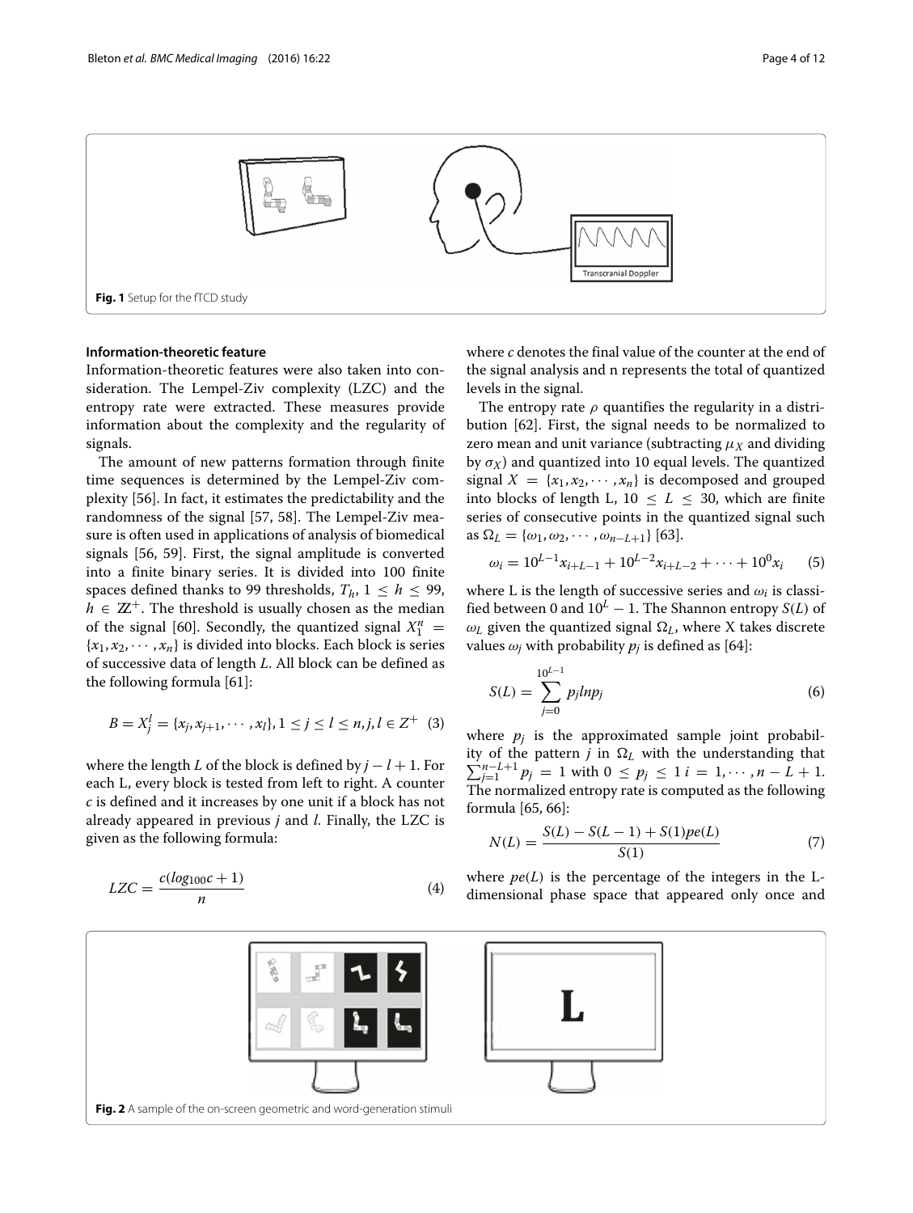Fig. 1 Setup for the fTCD study

### Information-theoretic feature

Information-theoretic features were also taken into consideration. The Lempel-Ziv complexity (LZC) and the entropy rate were extracted. These measures provide information about the complexity and the regularity of signals.

The amount of new patterns formation through finite time sequences is determined by the Lempel-Ziv complexity [56]. In fact, it estimates the predictability and the randomness of the signal [57, 58]. The Lempel-Ziv measure is often used in applications of analysis of biomedical signals [56, 59]. First, the signal amplitude is converted into a finite binary series. It is divided into 100 finite spaces defined thanks to 99 thresholds, $T_h$, $1 \leq h \leq 99$, $h \in \mathbb{Z}^+$. The threshold is usually chosen as the median of the signal [60]. Secondly, the quantized signal $X_1^n = \{x_1, x_2, \cdots, x_n\}$ is divided into blocks. Each block is series of successive data of length $L$. All block can be defined as the following formula [61]:

$$B = X_j^l = \{x_j, x_{j+1}, \cdots, x_l\}, 1 \leq j \leq l \leq n, j, l \in Z^+ \quad (3)$$

where the length $L$ of the block is defined by $j - l + 1$. For each L, every block is tested from left to right. A counter $c$ is defined and it increases by one unit if a block has not already appeared in previous $j$ and $l$. Finally, the LZC is given as the following formula:

$$LZC = \frac{c(log_{100}c + 1)}{n} \quad (4)$$

where $c$ denotes the final value of the counter at the end of the signal analysis and n represents the total of quantized levels in the signal.

The entropy rate $\rho$ quantifies the regularity in a distribution [62]. First, the signal needs to be normalized to zero mean and unit variance (subtracting $\mu_X$ and dividing by $\sigma_X$) and quantized into 10 equal levels. The quantized signal $X = \{x_1, x_2, \cdots, x_n\}$ is decomposed and grouped into blocks of length L, $10 \leq L \leq 30$, which are finite series of consecutive points in the quantized signal such as $\Omega_L = \{\omega_1, \omega_2, \cdots, \omega_{n-L+1}\}$ [63].

$$\omega_i = 10^{L-1}x_{i+L-1} + 10^{L-2}x_{i+L-2} + \cdots + 10^0 x_i \quad (5)$$

where L is the length of successive series and $\omega_i$ is classified between 0 and $10^L - 1$. The Shannon entropy $S(L)$ of $\omega_L$ given the quantized signal $\Omega_L$, where X takes discrete values $\omega_j$ with probability $p_j$ is defined as [64]:

$$S(L) = \sum_{j=0}^{10^{L-1}} p_j ln p_j \quad (6)$$

where $p_j$ is the approximated sample joint probability of the pattern $j$ in $\Omega_L$ with the understanding that $\sum_{j=1}^{n-L+1} p_j = 1$ with $0 \leq p_j \leq 1$ $i = 1, \cdots, n - L + 1$. The normalized entropy rate is computed as the following formula [65, 66]:

$$N(L) = \frac{S(L) - S(L-1) + S(1)pe(L)}{S(1)} \quad (7)$$

where $pe(L)$ is the percentage of the integers in the L-dimensional phase space that appeared only once and

Fig. 2 A sample of the on-screen geometric and word-generation stimuli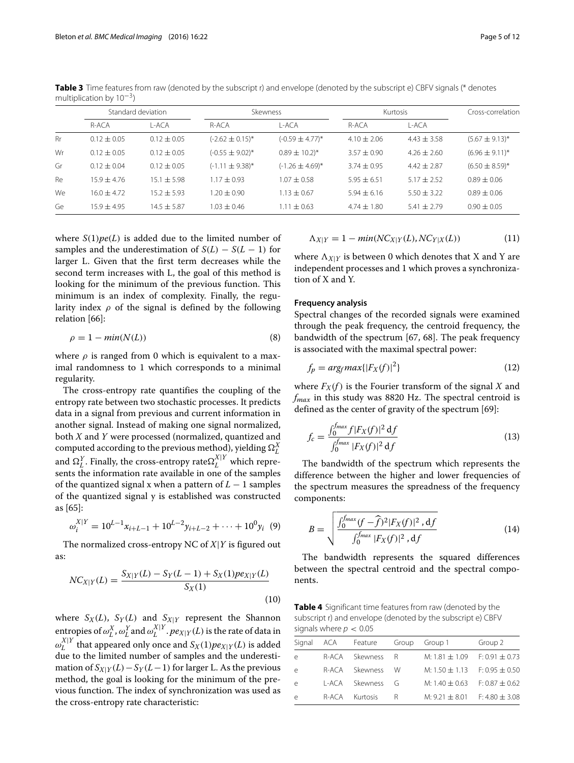**Table 3** Time features from raw (denoted by the subscript r) and envelope (denoted by the subscript e) CBFV signals (* denotes multiplication by $10^{-3}$)

| | Standard deviation | | Skewness | | Kurtosis | | Cross-correlation |
|---|---|---|---|---|---|---|---|
| | R-ACA | L-ACA | R-ACA | L-ACA | R-ACA | L-ACA | |
| Rr | $0.12 \pm 0.05$ | $0.12 \pm 0.05$ | $(-2.62 \pm 0.15)^*$ | $(-0.59 \pm 4.77)^*$ | $4.10 \pm 2.06$ | $4.43 \pm 3.58$ | $(5.67 \pm 9.13)^*$ |
| Wr | $0.12 \pm 0.05$ | $0.12 \pm 0.05$ | $(-0.55 \pm 9.02)^*$ | $0.89 \pm 10.2)^*$ | $3.57 \pm 0.90$ | $4.26 \pm 2.60$ | $(6.96 \pm 9.11)^*$ |
| Gr | $0.12 \pm 0.04$ | $0.12 \pm 0.05$ | $(-1.11 \pm 9.38)^*$ | $(-1.26 \pm 4.69)^*$ | $3.74 \pm 0.95$ | $4.42 \pm 2.87$ | $(6.50 \pm 8.59)^*$ |
| Re | $15.9 \pm 4.76$ | $15.1 \pm 5.98$ | $1.17 \pm 0.93$ | $1.07 \pm 0.58$ | $5.95 \pm 6.51$ | $5.17 \pm 2.52$ | $0.89 \pm 0.06$ |
| We | $16.0 \pm 4.72$ | $15.2 \pm 5.93$ | $1.20 \pm 0.90$ | $1.13 \pm 0.67$ | $5.94 \pm 6.16$ | $5.50 \pm 3.22$ | $0.89 \pm 0.06$ |
| Ge | $15.9 \pm 4.95$ | $14.5 \pm 5.87$ | $1.03 \pm 0.46$ | $1.11 \pm 0.63$ | $4.74 \pm 1.80$ | $5.41 \pm 2.79$ | $0.90 \pm 0.05$ |

where $S(1)pe(L)$ is added due to the limited number of samples and the underestimation of $S(L) - S(L-1)$ for larger L. Given that the first term decreases while the second term increases with L, the goal of this method is looking for the minimum of the previous function. This minimum is an index of complexity. Finally, the regularity index $\rho$ of the signal is defined by the following relation [66]:

$$\rho = 1 - min(N(L)) \tag{8}$$

where $\rho$ is ranged from 0 which is equivalent to a maximal randomness to 1 which corresponds to a minimal regularity.

The cross-entropy rate quantifies the coupling of the entropy rate between two stochastic processes. It predicts data in a signal from previous and current information in another signal. Instead of making one signal normalized, both $X$ and $Y$ were processed (normalized, quantized and computed according to the previous method), yielding $\Omega_L^X$ and $\Omega_L^Y$. Finally, the cross-entropy rate$\Omega_L^{X|Y}$ which represents the information rate available in one of the samples of the quantized signal x when a pattern of $L-1$ samples of the quantized signal y is established was constructed as [65]:

$$\omega_i^{X|Y} = 10^{L-1}x_{i+L-1} + 10^{L-2}y_{i+L-2} + \cdots + 10^0 y_i \tag{9}$$

The normalized cross-entropy NC of $X|Y$ is figured out as:

$$NC_{X|Y}(L) = \frac{S_{X|Y}(L) - S_Y(L-1) + S_X(1)pe_{X|Y}(L)}{S_X(1)} \tag{10}$$

where $S_X(L)$, $S_Y(L)$ and $S_{X|Y}$ represent the Shannon entropies of $\omega_L^X$, $\omega_L^Y$ and $\omega_L^{X|Y}$. $pe_{X|Y}(L)$ is the rate of data in $\omega_L^{X|Y}$ that appeared only once and $S_X(1)pe_{X|Y}(L)$ is added due to the limited number of samples and the underestimation of $S_{X|Y}(L) - S_Y(L-1)$ for larger L. As the previous method, the goal is looking for the minimum of the previous function. The index of synchronization was used as the cross-entropy rate characteristic:

$$\Lambda_{X|Y} = 1 - min(NC_{X|Y}(L), NC_{Y|X}(L)) \tag{11}$$

where $\Lambda_{X|Y}$ is between 0 which denotes that X and Y are independent processes and 1 which proves a synchronization of X and Y.

### Frequency analysis

Spectral changes of the recorded signals were examined through the peak frequency, the centroid frequency, the bandwidth of the spectrum [67, 68]. The peak frequency is associated with the maximal spectral power:

$$f_p = arg_f max\{|F_X(f)|^2\} \tag{12}$$

where $F_X(f)$ is the Fourier transform of the signal $X$ and $f_{max}$ in this study was 8820 Hz. The spectral centroid is defined as the center of gravity of the spectrum [69]:

$$f_c = \frac{\int_0^{f_{max}} f|F_X(f)|^2 \, df}{\int_0^{f_{max}} |F_X(f)|^2 \, df} \tag{13}$$

The bandwidth of the spectrum which represents the difference between the higher and lower frequencies of the spectrum measures the spreadness of the frequency components:

$$B = \sqrt{\frac{\int_0^{f_{max}} (f - \widehat{f})^2 |F_X(f)|^2 \, , df}{\int_0^{f_{max}} |F_X(f)|^2 \, , df}} \tag{14}$$

The bandwidth represents the squared differences between the spectral centroid and the spectral components.

**Table 4** Significant time features from raw (denoted by the subscript r) and envelope (denoted by the subscript e) CBFV signals where $p < 0.05$

| Signal | ACA | Feature | Group | Group 1 | Group 2 |
|---|---|---|---|---|---|
| e | R-ACA | Skewness | R | M: $1.81 \pm 1.09$ | F: $0.91 \pm 0.73$ |
| e | R-ACA | Skewness | W | M: $1.50 \pm 1.13$ | F: $0.95 \pm 0.50$ |
| e | L-ACA | Skewness | G | M: $1.40 \pm 0.63$ | F: $0.87 \pm 0.62$ |
| e | R-ACA | Kurtosis | R | M: $9.21 \pm 8.01$ | F: $4.80 \pm 3.08$ |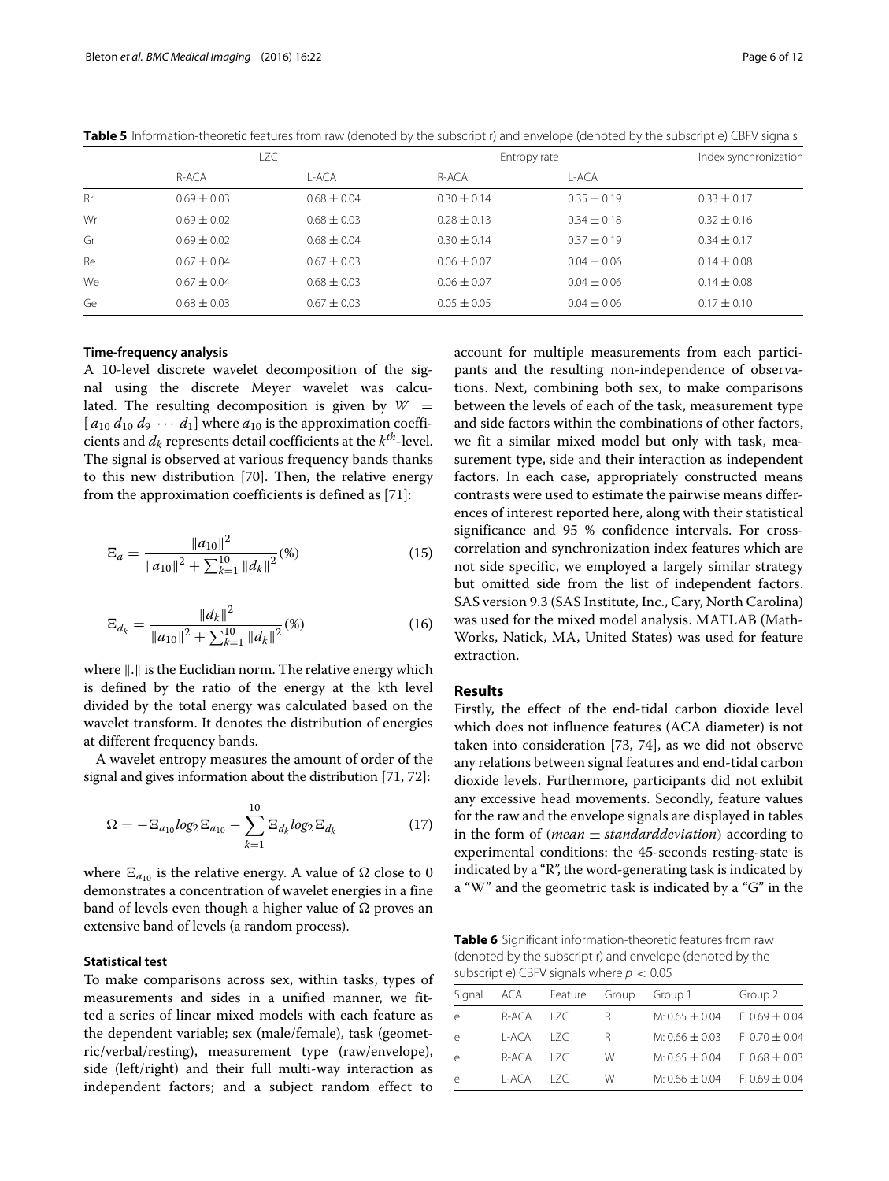**Table 5** Information-theoretic features from raw (denoted by the subscript r) and envelope (denoted by the subscript e) CBFV signals

| | LZC | | Entropy rate | | Index synchronization |
|---|---|---|---|---|---|
| | R-ACA | L-ACA | R-ACA | L-ACA | |
| Rr | 0.69 ± 0.03 | 0.68 ± 0.04 | 0.30 ± 0.14 | 0.35 ± 0.19 | 0.33 ± 0.17 |
| Wr | 0.69 ± 0.02 | 0.68 ± 0.03 | 0.28 ± 0.13 | 0.34 ± 0.18 | 0.32 ± 0.16 |
| Gr | 0.69 ± 0.02 | 0.68 ± 0.04 | 0.30 ± 0.14 | 0.37 ± 0.19 | 0.34 ± 0.17 |
| Re | 0.67 ± 0.04 | 0.67 ± 0.03 | 0.06 ± 0.07 | 0.04 ± 0.06 | 0.14 ± 0.08 |
| We | 0.67 ± 0.04 | 0.68 ± 0.03 | 0.06 ± 0.07 | 0.04 ± 0.06 | 0.14 ± 0.08 |
| Ge | 0.68 ± 0.03 | 0.67 ± 0.03 | 0.05 ± 0.05 | 0.04 ± 0.06 | 0.17 ± 0.10 |

### Time-frequency analysis

A 10-level discrete wavelet decomposition of the signal using the discrete Meyer wavelet was calculated. The resulting decomposition is given by $W = [a_{10}\, d_{10}\, d_9 \cdots d_1]$ where $a_{10}$ is the approximation coefficients and $d_k$ represents detail coefficients at the $k^{th}$-level. The signal is observed at various frequency bands thanks to this new distribution [70]. Then, the relative energy from the approximation coefficients is defined as [71]:

$$\Xi_a = \frac{\|a_{10}\|^2}{\|a_{10}\|^2 + \sum_{k=1}^{10} \|d_k\|^2}(\%) \tag{15}$$

$$\Xi_{d_k} = \frac{\|d_k\|^2}{\|a_{10}\|^2 + \sum_{k=1}^{10} \|d_k\|^2}(\%) \tag{16}$$

where $\|.\|$ is the Euclidian norm. The relative energy which is defined by the ratio of the energy at the kth level divided by the total energy was calculated based on the wavelet transform. It denotes the distribution of energies at different frequency bands.

A wavelet entropy measures the amount of order of the signal and gives information about the distribution [71, 72]:

$$\Omega = -\Xi_{a_{10}} log_2 \Xi_{a_{10}} - \sum_{k=1}^{10} \Xi_{d_k} log_2 \Xi_{d_k} \tag{17}$$

where $\Xi_{a_{10}}$ is the relative energy. A value of $\Omega$ close to 0 demonstrates a concentration of wavelet energies in a fine band of levels even though a higher value of $\Omega$ proves an extensive band of levels (a random process).

### Statistical test

To make comparisons across sex, within tasks, types of measurements and sides in a unified manner, we fitted a series of linear mixed models with each feature as the dependent variable; sex (male/female), task (geometric/verbal/resting), measurement type (raw/envelope), side (left/right) and their full multi-way interaction as independent factors; and a subject random effect to account for multiple measurements from each participants and the resulting non-independence of observations. Next, combining both sex, to make comparisons between the levels of each of the task, measurement type and side factors within the combinations of other factors, we fit a similar mixed model but only with task, measurement type, side and their interaction as independent factors. In each case, appropriately constructed means contrasts were used to estimate the pairwise means differences of interest reported here, along with their statistical significance and 95 % confidence intervals. For cross-correlation and synchronization index features which are not side specific, we employed a largely similar strategy but omitted side from the list of independent factors. SAS version 9.3 (SAS Institute, Inc., Cary, North Carolina) was used for the mixed model analysis. MATLAB (MathWorks, Natick, MA, United States) was used for feature extraction.

## Results

Firstly, the effect of the end-tidal carbon dioxide level which does not influence features (ACA diameter) is not taken into consideration [73, 74], as we did not observe any relations between signal features and end-tidal carbon dioxide levels. Furthermore, participants did not exhibit any excessive head movements. Secondly, feature values for the raw and the envelope signals are displayed in tables in the form of ($mean \pm standarddeviation$) according to experimental conditions: the 45-seconds resting-state is indicated by a "R", the word-generating task is indicated by a "W" and the geometric task is indicated by a "G" in the

**Table 6** Significant information-theoretic features from raw (denoted by the subscript r) and envelope (denoted by the subscript e) CBFV signals where $p < 0.05$

| Signal | ACA | Feature | Group | Group 1 | Group 2 |
|---|---|---|---|---|---|
| e | R-ACA | LZC | R | M: 0.65 ± 0.04 | F: 0.69 ± 0.04 |
| e | L-ACA | LZC | R | M: 0.66 ± 0.03 | F: 0.70 ± 0.04 |
| e | R-ACA | LZC | W | M: 0.65 ± 0.04 | F: 0.68 ± 0.03 |
| e | L-ACA | LZC | W | M: 0.66 ± 0.04 | F: 0.69 ± 0.04 |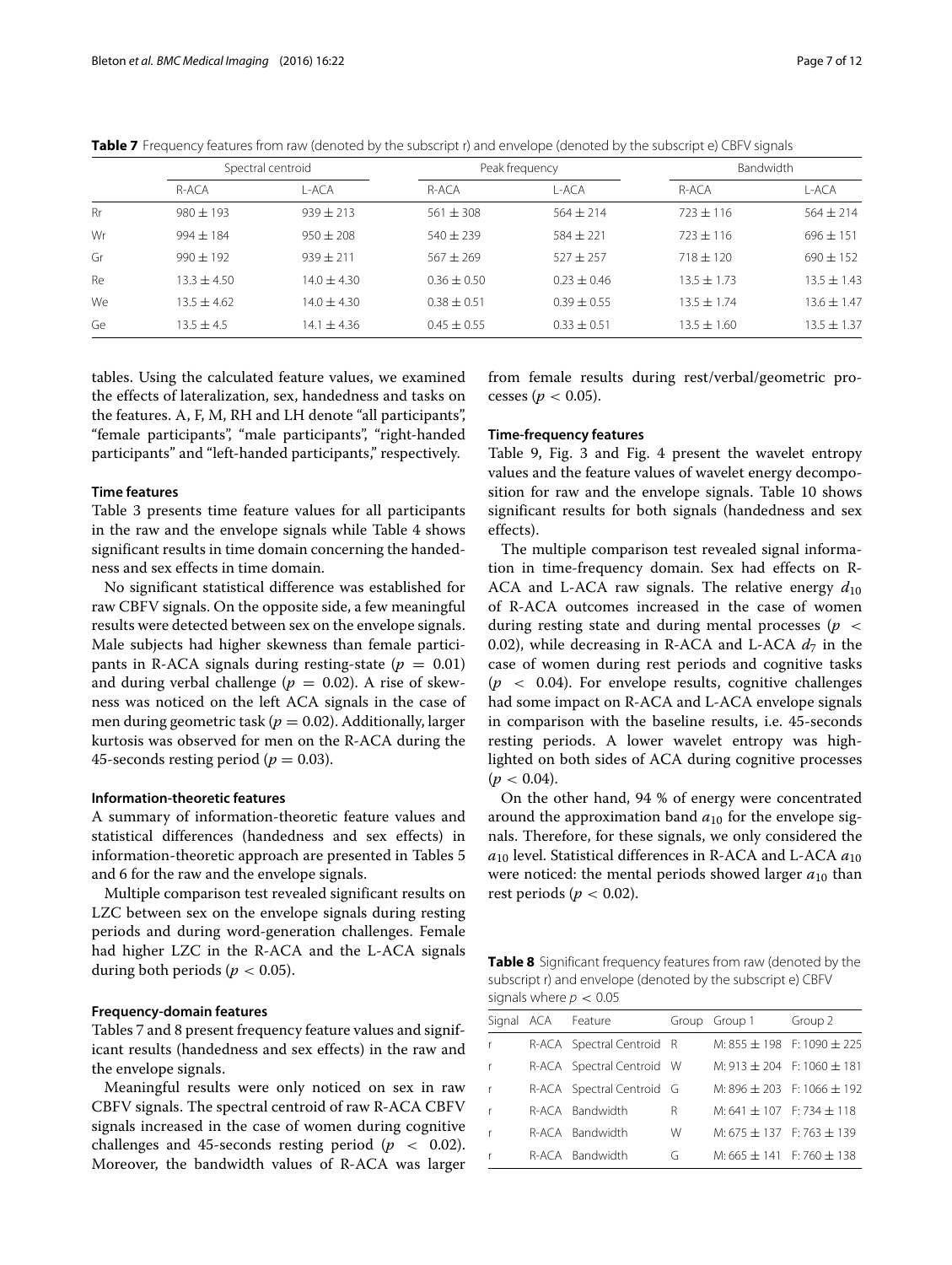**Table 7** Frequency features from raw (denoted by the subscript r) and envelope (denoted by the subscript e) CBFV signals

| | Spectral centroid | | Peak frequency | | Bandwidth | |
|---|---|---|---|---|---|---|
| | R-ACA | L-ACA | R-ACA | L-ACA | R-ACA | L-ACA |
| Rr | 980 ± 193 | 939 ± 213 | 561 ± 308 | 564 ± 214 | 723 ± 116 | 564 ± 214 |
| Wr | 994 ± 184 | 950 ± 208 | 540 ± 239 | 584 ± 221 | 723 ± 116 | 696 ± 151 |
| Gr | 990 ± 192 | 939 ± 211 | 567 ± 269 | 527 ± 257 | 718 ± 120 | 690 ± 152 |
| Re | 13.3 ± 4.50 | 14.0 ± 4.30 | 0.36 ± 0.50 | 0.23 ± 0.46 | 13.5 ± 1.73 | 13.5 ± 1.43 |
| We | 13.5 ± 4.62 | 14.0 ± 4.30 | 0.38 ± 0.51 | 0.39 ± 0.55 | 13.5 ± 1.74 | 13.6 ± 1.47 |
| Ge | 13.5 ± 4.5 | 14.1 ± 4.36 | 0.45 ± 0.55 | 0.33 ± 0.51 | 13.5 ± 1.60 | 13.5 ± 1.37 |

tables. Using the calculated feature values, we examined the effects of lateralization, sex, handedness and tasks on the features. A, F, M, RH and LH denote "all participants", "female participants", "male participants", "right-handed participants" and "left-handed participants," respectively.

### Time features

Table 3 presents time feature values for all participants in the raw and the envelope signals while Table 4 shows significant results in time domain concerning the handedness and sex effects in time domain.

No significant statistical difference was established for raw CBFV signals. On the opposite side, a few meaningful results were detected between sex on the envelope signals. Male subjects had higher skewness than female participants in R-ACA signals during resting-state ($p = 0.01$) and during verbal challenge ($p = 0.02$). A rise of skewness was noticed on the left ACA signals in the case of men during geometric task ($p = 0.02$). Additionally, larger kurtosis was observed for men on the R-ACA during the 45-seconds resting period ($p = 0.03$).

### Information-theoretic features

A summary of information-theoretic feature values and statistical differences (handedness and sex effects) in information-theoretic approach are presented in Tables 5 and 6 for the raw and the envelope signals.

Multiple comparison test revealed significant results on LZC between sex on the envelope signals during resting periods and during word-generation challenges. Female had higher LZC in the R-ACA and the L-ACA signals during both periods ($p < 0.05$).

### Frequency-domain features

Tables 7 and 8 present frequency feature values and significant results (handedness and sex effects) in the raw and the envelope signals.

Meaningful results were only noticed on sex in raw CBFV signals. The spectral centroid of raw R-ACA CBFV signals increased in the case of women during cognitive challenges and 45-seconds resting period ($p < 0.02$). Moreover, the bandwidth values of R-ACA was larger from female results during rest/verbal/geometric processes ($p < 0.05$).

### Time-frequency features

Table 9, Fig. 3 and Fig. 4 present the wavelet entropy values and the feature values of wavelet energy decomposition for raw and the envelope signals. Table 10 shows significant results for both signals (handedness and sex effects).

The multiple comparison test revealed signal information in time-frequency domain. Sex had effects on R-ACA and L-ACA raw signals. The relative energy $d_{10}$ of R-ACA outcomes increased in the case of women during resting state and during mental processes ($p < 0.02$), while decreasing in R-ACA and L-ACA $d_7$ in the case of women during rest periods and cognitive tasks ($p < 0.04$). For envelope results, cognitive challenges had some impact on R-ACA and L-ACA envelope signals in comparison with the baseline results, i.e. 45-seconds resting periods. A lower wavelet entropy was highlighted on both sides of ACA during cognitive processes ($p < 0.04$).

On the other hand, 94 % of energy were concentrated around the approximation band $a_{10}$ for the envelope signals. Therefore, for these signals, we only considered the $a_{10}$ level. Statistical differences in R-ACA and L-ACA $a_{10}$ were noticed: the mental periods showed larger $a_{10}$ than rest periods ($p < 0.02$).

**Table 8** Significant frequency features from raw (denoted by the subscript r) and envelope (denoted by the subscript e) CBFV signals where $p < 0.05$

| Signal | ACA | Feature | Group | Group 1 | Group 2 |
|---|---|---|---|---|---|
| r | R-ACA | Spectral Centroid | R | M: 855 ± 198 | F: 1090 ± 225 |
| r | R-ACA | Spectral Centroid | W | M: 913 ± 204 | F: 1060 ± 181 |
| r | R-ACA | Spectral Centroid | G | M: 896 ± 203 | F: 1066 ± 192 |
| r | R-ACA | Bandwidth | R | M: 641 ± 107 | F: 734 ± 118 |
| r | R-ACA | Bandwidth | W | M: 675 ± 137 | F: 763 ± 139 |
| r | R-ACA | Bandwidth | G | M: 665 ± 141 | F: 760 ± 138 |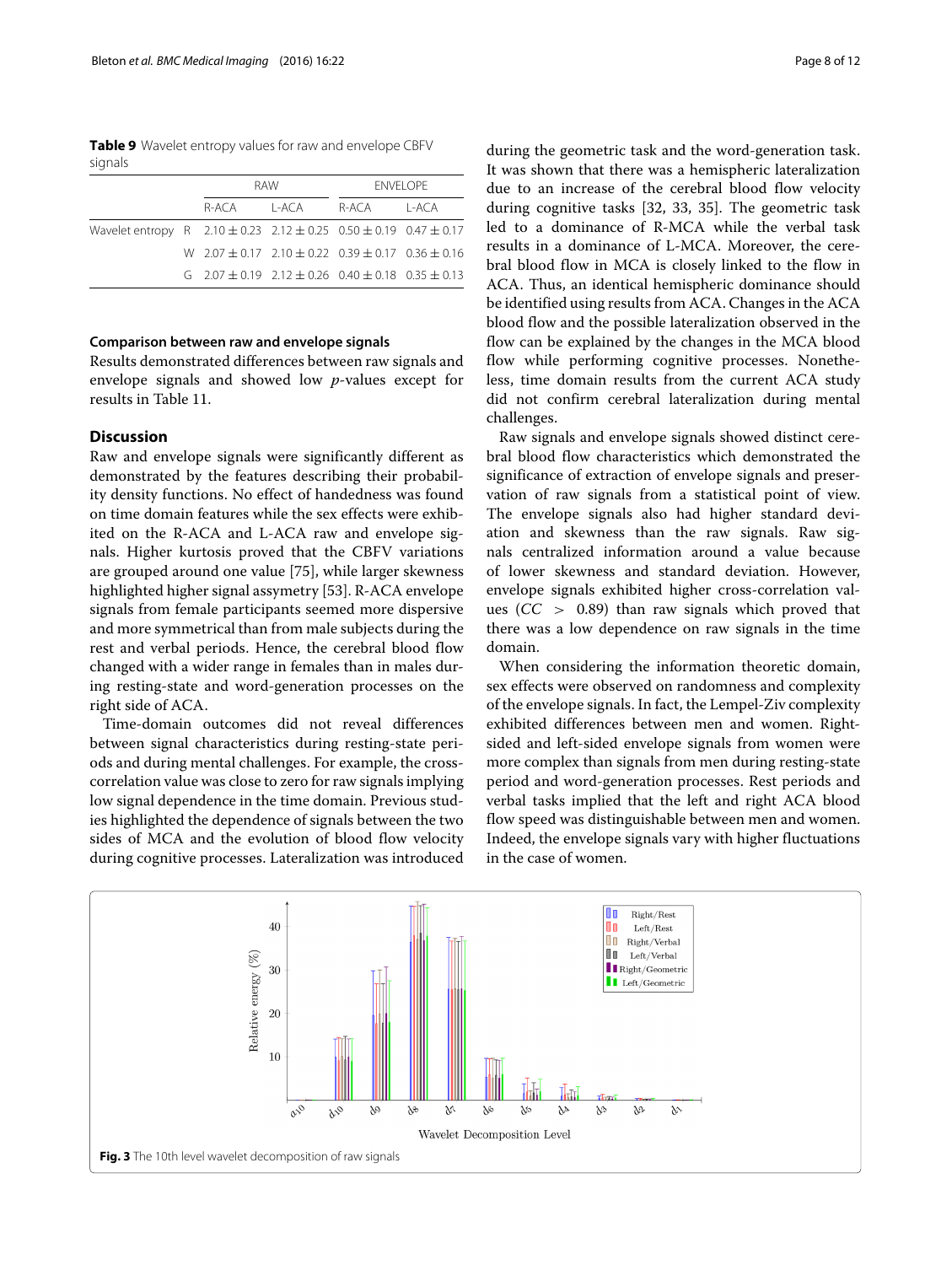**Table 9** Wavelet entropy values for raw and envelope CBFV signals

| | | RAW | | ENVELOPE | |
|---|---|---|---|---|---|
| | | R-ACA | L-ACA | R-ACA | L-ACA |
| Wavelet entropy | R | $2.10 \pm 0.23$ | $2.12 \pm 0.25$ | $0.50 \pm 0.19$ | $0.47 \pm 0.17$ |
| | W | $2.07 \pm 0.17$ | $2.10 \pm 0.22$ | $0.39 \pm 0.17$ | $0.36 \pm 0.16$ |
| | G | $2.07 \pm 0.19$ | $2.12 \pm 0.26$ | $0.40 \pm 0.18$ | $0.35 \pm 0.13$ |

#### Comparison between raw and envelope signals

Results demonstrated differences between raw signals and envelope signals and showed low $p$-values except for results in Table 11.

## Discussion

Raw and envelope signals were significantly different as demonstrated by the features describing their probability density functions. No effect of handedness was found on time domain features while the sex effects were exhibited on the R-ACA and L-ACA raw and envelope signals. Higher kurtosis proved that the CBFV variations are grouped around one value [75], while larger skewness highlighted higher signal assymetry [53]. R-ACA envelope signals from female participants seemed more dispersive and more symmetrical than from male subjects during the rest and verbal periods. Hence, the cerebral blood flow changed with a wider range in females than in males during resting-state and word-generation processes on the right side of ACA.

Time-domain outcomes did not reveal differences between signal characteristics during resting-state periods and during mental challenges. For example, the cross-correlation value was close to zero for raw signals implying low signal dependence in the time domain. Previous studies highlighted the dependence of signals between the two sides of MCA and the evolution of blood flow velocity during cognitive processes. Lateralization was introduced during the geometric task and the word-generation task. It was shown that there was a hemispheric lateralization due to an increase of the cerebral blood flow velocity during cognitive tasks [32, 33, 35]. The geometric task led to a dominance of R-MCA while the verbal task results in a dominance of L-MCA. Moreover, the cerebral blood flow in MCA is closely linked to the flow in ACA. Thus, an identical hemispheric dominance should be identified using results from ACA. Changes in the ACA blood flow and the possible lateralization observed in the flow can be explained by the changes in the MCA blood flow while performing cognitive processes. Nonetheless, time domain results from the current ACA study did not confirm cerebral lateralization during mental challenges.

Raw signals and envelope signals showed distinct cerebral blood flow characteristics which demonstrated the significance of extraction of envelope signals and preservation of raw signals from a statistical point of view. The envelope signals also had higher standard deviation and skewness than the raw signals. Raw signals centralized information around a value because of lower skewness and standard deviation. However, envelope signals exhibited higher cross-correlation values ($CC > 0.89$) than raw signals which proved that there was a low dependence on raw signals in the time domain.

When considering the information theoretic domain, sex effects were observed on randomness and complexity of the envelope signals. In fact, the Lempel-Ziv complexity exhibited differences between men and women. Right-sided and left-sided envelope signals from women were more complex than signals from men during resting-state period and word-generation processes. Rest periods and verbal tasks implied that the left and right ACA blood flow speed was distinguishable between men and women. Indeed, the envelope signals vary with higher fluctuations in the case of women.

Relative energy (%)
40
30
20
10
$a_{10}$ $d_{10}$ $d_9$ $d_8$ $d_7$ $d_6$ $d_5$ $d_4$ $d_3$ $d_2$ $d_1$
Wavelet Decomposition Level
Right/Rest
Left/Rest
Right/Verbal
Left/Verbal
Right/Geometric
Left/Geometric

**Fig. 3** The 10th level wavelet decomposition of raw signals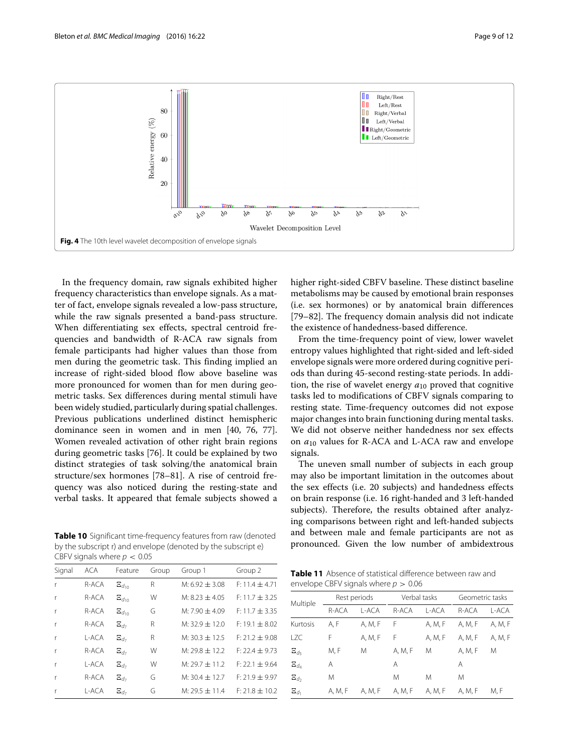Fig. 4 The 10th level wavelet decomposition of envelope signals

In the frequency domain, raw signals exhibited higher frequency characteristics than envelope signals. As a matter of fact, envelope signals revealed a low-pass structure, while the raw signals presented a band-pass structure. When differentiating sex effects, spectral centroid frequencies and bandwidth of R-ACA raw signals from female participants had higher values than those from men during the geometric task. This finding implied an increase of right-sided blood flow above baseline was more pronounced for women than for men during geometric tasks. Sex differences during mental stimuli have been widely studied, particularly during spatial challenges. Previous publications underlined distinct hemispheric dominance seen in women and in men [40, 76, 77]. Women revealed activation of other right brain regions during geometric tasks [76]. It could be explained by two distinct strategies of task solving/the anatomical brain structure/sex hormones [78–81]. A rise of centroid frequency was also noticed during the resting-state and verbal tasks. It appeared that female subjects showed a higher right-sided CBFV baseline. These distinct baseline metabolisms may be caused by emotional brain responses (i.e. sex hormones) or by anatomical brain differences [79–82]. The frequency domain analysis did not indicate the existence of handedness-based difference.

From the time-frequency point of view, lower wavelet entropy values highlighted that right-sided and left-sided envelope signals were more ordered during cognitive periods than during 45-second resting-state periods. In addition, the rise of wavelet energy $a_{10}$ proved that cognitive tasks led to modifications of CBFV signals comparing to resting state. Time-frequency outcomes did not expose major changes into brain functioning during mental tasks. We did not observe neither handedness nor sex effects on $a_{10}$ values for R-ACA and L-ACA raw and envelope signals.

The uneven small number of subjects in each group may also be important limitation in the outcomes about the sex effects (i.e. 20 subjects) and handedness effects on brain response (i.e. 16 right-handed and 3 left-handed subjects). Therefore, the results obtained after analyzing comparisons between right and left-handed subjects and between male and female participants are not as pronounced. Given the low number of ambidextrous

**Table 10** Significant time-frequency features from raw (denoted by the subscript r) and envelope (denoted by the subscript e) CBFV signals where $p < 0.05$

| Signal | ACA | Feature | Group | Group 1 | Group 2 |
|---|---|---|---|---|---|
| r | R-ACA | $\Xi_{d_{10}}$ | R | M: 6.92 ± 3.08 | F: 11.4 ± 4.71 |
| r | R-ACA | $\Xi_{d_{10}}$ | W | M: 8.23 ± 4.05 | F: 11.7 ± 3.25 |
| r | R-ACA | $\Xi_{d_{10}}$ | G | M: 7.90 ± 4.09 | F: 11.7 ± 3.35 |
| r | R-ACA | $\Xi_{d_7}$ | R | M: 32.9 ± 12.0 | F: 19.1 ± 8.02 |
| r | L-ACA | $\Xi_{d_7}$ | R | M: 30.3 ± 12.5 | F: 21.2 ± 9.08 |
| r | R-ACA | $\Xi_{d_7}$ | W | M: 29.8 ± 12.2 | F: 22.4 ± 9.73 |
| r | L-ACA | $\Xi_{d_7}$ | W | M: 29.7 ± 11.2 | F: 22.1 ± 9.64 |
| r | R-ACA | $\Xi_{d_7}$ | G | M: 30.4 ± 12.7 | F: 21.9 ± 9.97 |
| r | L-ACA | $\Xi_{d_7}$ | G | M: 29.5 ± 11.4 | F: 21.8 ± 10.2 |

**Table 11** Absence of statistical difference between raw and envelope CBFV signals where $p > 0.06$

| Multiple | Rest periods | | Verbal tasks | | Geometric tasks | |
|---|---|---|---|---|---|---|
| | R-ACA | L-ACA | R-ACA | L-ACA | R-ACA | L-ACA |
| Kurtosis | A, F | A, M, F | F | A, M, F | A, M, F | A, M, F |
| LZC | F | A, M, F | F | A, M, F | A, M, F | A, M, F |
| $\Xi_{d_5}$ | M, F | M | A, M, F | M | A, M, F | M |
| $\Xi_{d_4}$ | A | | A | | A | |
| $\Xi_{d_2}$ | M | | M | M | M | |
| $\Xi_{d_1}$ | A, M, F | A, M, F | A, M, F | A, M, F | A, M, F | M, F |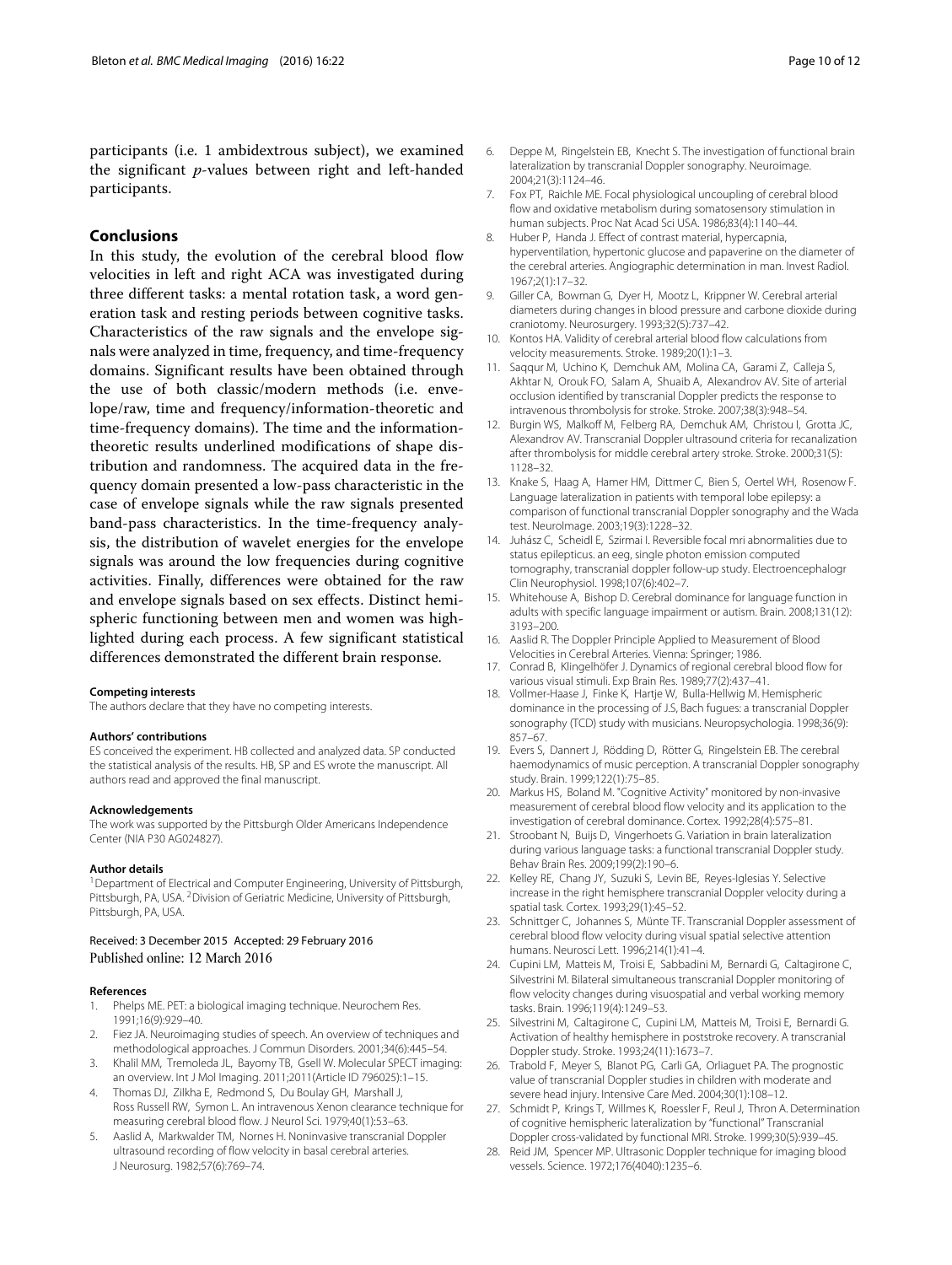participants (i.e. 1 ambidextrous subject), we examined the significant *p*-values between right and left-handed participants.

## Conclusions

In this study, the evolution of the cerebral blood flow velocities in left and right ACA was investigated during three different tasks: a mental rotation task, a word generation task and resting periods between cognitive tasks. Characteristics of the raw signals and the envelope signals were analyzed in time, frequency, and time-frequency domains. Significant results have been obtained through the use of both classic/modern methods (i.e. envelope/raw, time and frequency/information-theoretic and time-frequency domains). The time and the information-theoretic results underlined modifications of shape distribution and randomness. The acquired data in the frequency domain presented a low-pass characteristic in the case of envelope signals while the raw signals presented band-pass characteristics. In the time-frequency analysis, the distribution of wavelet energies for the envelope signals was around the low frequencies during cognitive activities. Finally, differences were obtained for the raw and envelope signals based on sex effects. Distinct hemispheric functioning between men and women was highlighted during each process. A few significant statistical differences demonstrated the different brain response.

#### Competing interests

The authors declare that they have no competing interests.

#### Authors' contributions

ES conceived the experiment. HB collected and analyzed data. SP conducted the statistical analysis of the results. HB, SP and ES wrote the manuscript. All authors read and approved the final manuscript.

#### Acknowledgements

The work was supported by the Pittsburgh Older Americans Independence Center (NIA P30 AG024827).

#### Author details

[1]Department of Electrical and Computer Engineering, University of Pittsburgh, Pittsburgh, PA, USA. [2]Division of Geriatric Medicine, University of Pittsburgh, Pittsburgh, PA, USA.

Received: 3 December 2015 Accepted: 29 February 2016
Published online: 12 March 2016

#### References

1. Phelps ME. PET: a biological imaging technique. Neurochem Res. 1991;16(9):929–40.
2. Fiez JA. Neuroimaging studies of speech. An overview of techniques and methodological approaches. J Commun Disorders. 2001;34(6):445–54.
3. Khalil MM, Tremoleda JL, Bayomy TB, Gsell W. Molecular SPECT imaging: an overview. Int J Mol Imaging. 2011;2011(Article ID 796025):1–15.
4. Thomas DJ, Zilkha E, Redmond S, Du Boulay GH, Marshall J, Ross Russell RW, Symon L. An intravenous Xenon clearance technique for measuring cerebral blood flow. J Neurol Sci. 1979;40(1):53–63.
5. Aaslid A, Markwalder TM, Nornes H. Noninvasive transcranial Doppler ultrasound recording of flow velocity in basal cerebral arteries. J Neurosurg. 1982;57(6):769–74.
6. Deppe M, Ringelstein EB, Knecht S. The investigation of functional brain lateralization by transcranial Doppler sonography. Neuroimage. 2004;21(3):1124–46.
7. Fox PT, Raichle ME. Focal physiological uncoupling of cerebral blood flow and oxidative metabolism during somatosensory stimulation in human subjects. Proc Nat Acad Sci USA. 1986;83(4):1140–44.
8. Huber P, Handa J. Effect of contrast material, hypercapnia, hyperventilation, hypertonic glucose and papaverine on the diameter of the cerebral arteries. Angiographic determination in man. Invest Radiol. 1967;2(1):17–32.
9. Giller CA, Bowman G, Dyer H, Mootz L, Krippner W. Cerebral arterial diameters during changes in blood pressure and carbone dioxide during craniotomy. Neurosurgery. 1993;32(5):737–42.
10. Kontos HA. Validity of cerebral arterial blood flow calculations from velocity measurements. Stroke. 1989;20(1):1–3.
11. Saqqur M, Uchino K, Demchuk AM, Molina CA, Garami Z, Calleja S, Akhtar N, Orouk FO, Salam A, Shuaib A, Alexandrov AV. Site of arterial occlusion identified by transcranial Doppler predicts the response to intravenous thrombolysis for stroke. Stroke. 2007;38(3):948–54.
12. Burgin WS, Malkoff M, Felberg RA, Demchuk AM, Christou I, Grotta JC, Alexandrov AV. Transcranial Doppler ultrasound criteria for recanalization after thrombolysis for middle cerebral artery stroke. Stroke. 2000;31(5): 1128–32.
13. Knake S, Haag A, Hamer HM, Dittmer C, Bien S, Oertel WH, Rosenow F. Language lateralization in patients with temporal lobe epilepsy: a comparison of functional transcranial Doppler sonography and the Wada test. NeuroImage. 2003;19(3):1228–32.
14. Juhász C, Scheidl E, Szirmai I. Reversible focal mri abnormalities due to status epilepticus. an eeg, single photon emission computed tomography, transcranial doppler follow-up study. Electroencephalogr Clin Neurophysiol. 1998;107(6):402–7.
15. Whitehouse A, Bishop D. Cerebral dominance for language function in adults with specific language impairment or autism. Brain. 2008;131(12): 3193–200.
16. Aaslid R. The Doppler Principle Applied to Measurement of Blood Velocities in Cerebral Arteries. Vienna: Springer; 1986.
17. Conrad B, Klingelhöfer J. Dynamics of regional cerebral blood flow for various visual stimuli. Exp Brain Res. 1989;77(2):437–41.
18. Vollmer-Haase J, Finke K, Hartje W, Bulla-Hellwig M. Hemispheric dominance in the processing of J.S, Bach fugues: a transcranial Doppler sonography (TCD) study with musicians. Neuropsychologia. 1998;36(9): 857–67.
19. Evers S, Dannert J, Rödding D, Rötter G, Ringelstein EB. The cerebral haemodynamics of music perception. A transcranial Doppler sonography study. Brain. 1999;122(1):75–85.
20. Markus HS, Boland M. "Cognitive Activity" monitored by non-invasive measurement of cerebral blood flow velocity and its application to the investigation of cerebral dominance. Cortex. 1992;28(4):575–81.
21. Stroobant N, Buijs D, Vingerhoets G. Variation in brain lateralization during various language tasks: a functional transcranial Doppler study. Behav Brain Res. 2009;199(2):190–6.
22. Kelley RE, Chang JY, Suzuki S, Levin BE, Reyes-Iglesias Y. Selective increase in the right hemisphere transcranial Doppler velocity during a spatial task. Cortex. 1993;29(1):45–52.
23. Schnittger C, Johannes S, Münte TF. Transcranial Doppler assessment of cerebral blood flow velocity during visual spatial selective attention humans. Neurosci Lett. 1996;214(1):41–4.
24. Cupini LM, Matteis M, Troisi E, Sabbadini M, Bernardi G, Caltagirone C, Silvestrini M. Bilateral simultaneous transcranial Doppler monitoring of flow velocity changes during visuospatial and verbal working memory tasks. Brain. 1996;119(4):1249–53.
25. Silvestrini M, Caltagirone C, Cupini LM, Matteis M, Troisi E, Bernardi G. Activation of healthy hemisphere in poststroke recovery. A transcranial Doppler study. Stroke. 1993;24(11):1673–7.
26. Trabold F, Meyer S, Blanot PG, Carli GA, Orliaguet PA. The prognostic value of transcranial Doppler studies in children with moderate and severe head injury. Intensive Care Med. 2004;30(1):108–12.
27. Schmidt P, Krings T, Willmes K, Roessler F, Reul J, Thron A. Determination of cognitive hemispheric lateralization by "functional" Transcranial Doppler cross-validated by functional MRI. Stroke. 1999;30(5):939–45.
28. Reid JM, Spencer MP. Ultrasonic Doppler technique for imaging blood vessels. Science. 1972;176(4040):1235–6.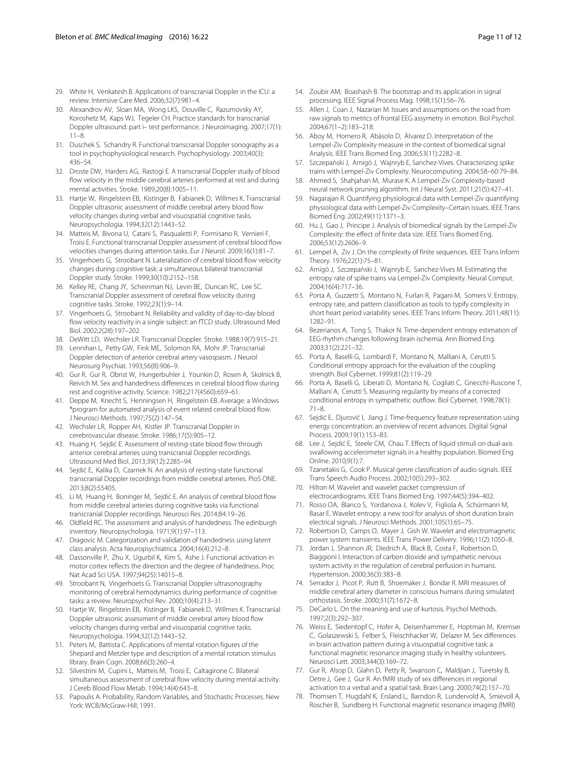29. White H, Venkatesh B. Applications of transcranial Doppler in the ICU: a review. Intensive Care Med. 2006;32(7):981–4.
30. Alexandrov AV, Sloan MA, Wong LKS, Douville C, Razumovsky AY, Koroshetz M, Kaps WJ, Tegeler CH. Practice standards for transcranial Doppler ultrasound: part i– test performance. J Neuroimaging. 2007;17(1): 11–8.
31. Duschek S, Schandry R. Functional transcranial Doppler sonography as a tool in psychophysiological research. Psychophysiology. 2003;40(3): 436–54.
32. Droste DW, Harders AG, Rastogi E. A transcranial Doppler study of blood flow velocity in the middle cerebral arteries performed at rest and during mental activities. Stroke. 1989;20(8):1005–11.
33. Hartje W, Ringelstein EB, Kistinger B, Fabianek D, Willmes K. Transcranial Doppler ultrasonic assessment of middle cerebral artery blood flow velocity changes during verbal and visuospatial cognitive tasks. Neuropsychologia. 1994;32(12):1443–52.
34. Matteis M, Bivona U, Catani S, Pasqualetti P, Formisano R, Vernieri F, Troisi E. Functional transcranial Doppler assessment of cerebral blood flow velocities changes during attention tasks. Eur J Neurol. 2009;16(1):81–7.
35. Vingerhoets G, Stroobant N. Lateralization of cerebral blood flow velocity changes during cognitive task: a simultaneous bilateral transcranial Doppler study. Stroke. 1999;30(10):2152–158.
36. Kelley RE, Chang JY, Scheinman NJ, Levin BE, Duncan RC, Lee SC. Transcranial Doppler assessment of cerebral flow velocity during cognitive tasks. Stroke. 1992;23(1):9–14.
37. Vingerhoets G, Stroobant N. Reliability and validity of day-to-day blood flow velocity reactivity in a single subject: an fTCD study. Ultrasound Med Biol. 2002;2(28):197–202.
38. DeWitt LD, Wechsler LR. Transcranial Doppler. Stroke. 1988;19(7):915–21.
39. Lennihan L, Petty GW, Fink ME, Solomon RA, Mohr JP. Transcranial Doppler detection of anterior cerebral artery vasospasm. J Neurol Neurosurg Psychiat. 1993;56(8):906–9.
40. Gur R, Gur R, Obrist W, Hungerbuhler J, Younkin D, Rosen A, Skolnick B, Reivich M. Sex and handedness differences in cerebral blood flow during rest and cognitive activity. Science. 1982;217(4560):659–61.
41. Deppe M, Knecht S, Henningsen H, Ringelstein EB. Average: a Windows ®program for automated analysis of event related cerebral blood flow. J Neurosci Methods. 1997;75(2):147–54.
42. Wechsler LR, Ropper AH, Kistler JP. Transcranial Doppler in cerebrovascular disease. Stroke. 1986;17(5):905–12.
43. Huang H, Sejdić E. Assessment of resting-state blood flow through anterior cerebral arteries using transcranial Doppler recordings. Ultrasound Med Biol. 2013;39(12):2285–94.
44. Sejdić E, Kalika D, Czarnek N. An analysis of resting-state functional transcranial Doppler recordings from middle cerebral arteries. PloS ONE. 2013;8(2):55405.
45. Li M, Huang H, Boninger M, Sejdić E. An analysis of cerebral blood flow from middle cerebral arteries during cognitive tasks via functional transcranial Doppler recordings. Neurosci Res. 2014;84:19–26.
46. Oldfield RC. The assessment and analysis of handedness: The edinburgh inventory. Neuropsychologia. 1971;9(1):97–113.
47. Dragovic M. Categorization and validation of handedness using latent class analysis. Acta Neuropsychiatrica. 2004;16(4):212–8.
48. Dassonville P, Zhu X, Ugurbil K, Kim S, Ashe J. Functional activation in motor cortex reflects the direction and the degree of handedness. Proc Nat Acad Sci USA. 1997;94(25):14015–8.
49. Stroobant N, Vingerhoets G. Transcranial Doppler ultrasonography monitoring of cerebral hemodynamics during performance of cognitive tasks: a review. Neuropsychol Rev. 2000;10(4):213–31.
50. Hartje W, Ringelstein EB, Kistinger B, Fabianek D, Willmes K. Transcranial Doppler ultrasonic assessment of middle cerebral artery blood flow velocity changes during verbal and visuospatial cognitive tasks. Neuropsychologia. 1994;32(12):1443–52.
51. Peters M, Battista C. Applications of mental rotation figures of the Shepard and Metzler type and description of a mental rotation stimulus library. Brain Cogn. 2008;66(3):260–4.
52. Silvestrini M, Cupini L, Matteis M, Troisi E, Caltagirone C. Bilateral simultaneous assessment of cerebral flow velocity during mental activity. J Cereb Blood Flow Metab. 1994;14(4):643–8.
53. Papoulis A. Probability, Random Variables, and Stochastic Processes. New York: WCB/McGraw-Hill; 1991.
54. Zoubir AM, Boashash B. The bootstrap and its application in signal processing. IEEE Signal Process Mag. 1998;15(1):56–76.
55. Allen J, Coan J, Nazarian M. Issues and assumptions on the road from raw signals to metrics of frontal EEG assymetry in emotion. Biol Psychol. 2004;67(1–2):183–218.
56. Aboy M, Hornero R, Abàsolo D, Àlvarez D. Interpretation of the Lempel-Ziv Complexity measure in the context of biomedical signal Analysis. IEEE Trans Biomed Eng. 2006;53(11):2282–8.
57. Szczepański J, Amigò J, Wajnryb E, Sanchez-Vives. Characterizing spike trains with Lempel-Ziv Complexity. Neurocomputing. 2004;58–60:79–84.
58. Ahmed S, Shahjahan M, Murase K. A Lempel-Ziv Complexity-based neural network pruning algorithm. Int J Neural Syst. 2011;21(5):427–41.
59. Nagarajan R. Quantifying physiological data with Lempel-Ziv quantifying physiological data with Lempel-Ziv Complexity–Certain issues. IEEE Trans Biomed Eng. 2002;49(11):1371–3.
60. Hu J, Gao J, Principe J. Analysis of biomedical signals by the Lempel-Ziv Complexity: the effect of finite data size. IEEE Trans Biomed Eng. 2006;53(12):2606–9.
61. Lempel A, Ziv J. On the complexity of finite sequences. IEEE Trans Inform Theory. 1976;22(1):75–81.
62. Amigò J, Szczepańsk J, Wajnryb E, Sanchez-Vives M. Estimating the entropy rate of spike trains via Lempel-Ziv Complexity. Neural Comput. 2004;16(4):717–36.
63. Porta A, Guzzetti S, Montano N, Furlan R, Pagani M, Somers V. Entropy, entropy rate, and pattern classification as tools to typify complexity in short heart period variability series. IEEE Trans Inform Theory. 2011;48(11): 1282–91.
64. Bezerianos A, Tong S, Thakor N. Time-dependent entropy estimation of EEG rhythm changes following brain ischemia. Ann Biomed Eng. 2003;31(2):221–32.
65. Porta A, Baselli G, Lombardi F, Montano N, Malliani A, Cerutti S. Conditional entropy approach for the evaluation of the coupling strength. Biol Cybernet. 1999;81(2):119–29.
66. Porta A, Baselli G, Liberati D, Montano N, Cogliati C, Gnecchi-Ruscone T, Malliani A, Cerutti S. Measuring regularity by means of a corrected conditional entropy in sympathetic outflow. Biol Cybernet. 1998;78(1): 71–8.
67. Sejdić E, Djurović I, Jiang J. Time-frequency feature representation using energy concentration: an overview of recent advances. Digital Signal Process. 2009;19(1):153–83.
68. Lee J, Sejdić E, Steele CM, Chau T. Effects of liquid stimuli on dual-axis swallowing accelerometer signals in a healthy population. Biomed Eng Online. 2010;9(1):7.
69. Tzanetakis G, Cook P. Musical genre classification of audio signals. IEEE Trans Speech Audio Process. 2002;10(5):293–302.
70. Hilton M. Wavelet and wavelet packet compression of electrocardiograms. IEEE Trans Biomed Eng. 1997;44(5):394–402.
71. Rosso OA, Blanco S, Yordanova J, Kolev V, Figliola A, Schürmann M, Basar E. Wavelet entropy: a new tool for analysis of short duration brain electrical signals. J Neurosci Methods. 2001;105(1):65–75.
72. Robertson D, Camps O, Mayer J, Gish W. Wavelet and electromagnetic power system transients. IEEE Trans Power Delivery. 1996;11(2):1050–8.
73. Jordan J, Shannon JR, Diedrich A, Black B, Costa F, Robertson D, Biaggioni I. Interaction of carbon dioxide and sympathetic nervous system activity in the regulation of cerebral perfusion in humans. Hypertension. 2000;36(3):383–8.
74. Serrador J, Picot P, Rutt B, Shoemaker J, Bondar R. MRI measures of middle cerebral artery diameter in conscious humans during simulated orthostasis. Stroke. 2000;31(7):1672–8.
75. DeCarlo L. On the meaning and use of kurtosis. Psychol Methods. 1997;2(3):292–307.
76. Weiss E, Siedentopf C, Hofer A, Deisenhammer E, Hoptman M, Kremser C, Golaszewski S, Felber S, Fleischhacker W, Delazer M. Sex differences in brain activation pattern during a visuospatial cognitive task: a functional magnetic resonance imaging study in healthy volunteers. Neurosci Lett. 2003;344(3):169–72.
77. Gur R, Alsop D, Glahn D, Petty R, Swanson C, Maldjian J, Turetsky B, Detre J, Gee J, Gur R. An fMRI study of sex differences in regional activation to a verbal and a spatial task. Brain Lang. 2000;74(2):157–70.
78. Thomsen T, Hugdahl K, Ersland L, Barndon R, Lundervold A, Smievoll A, Roscher B, Sundberg H. Functional magnetic resonance imaging (fMRI)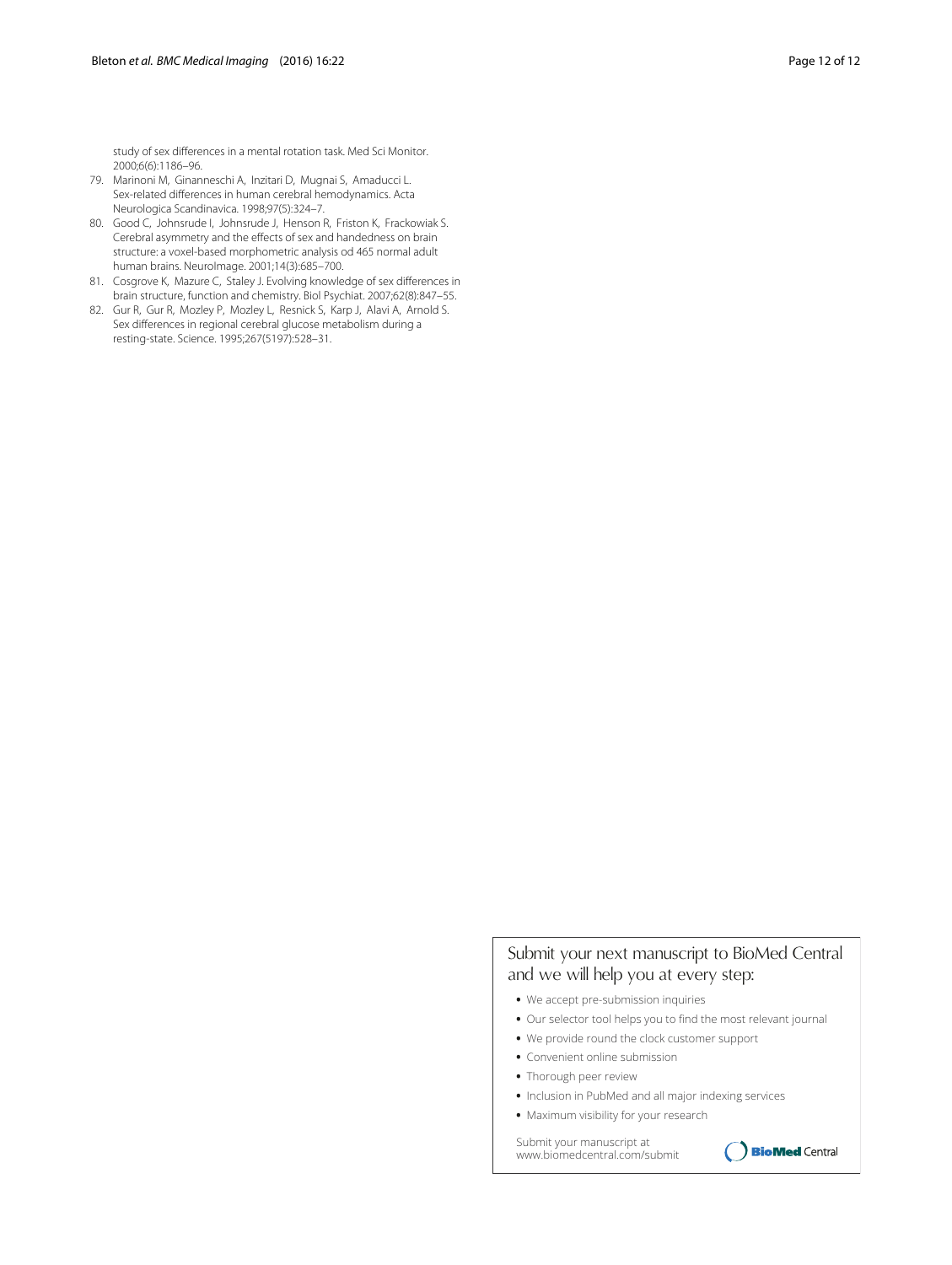study of sex differences in a mental rotation task. Med Sci Monitor. 2000;6(6):1186–96.

79. Marinoni M, Ginanneschi A, Inzitari D, Mugnai S, Amaducci L. Sex-related differences in human cerebral hemodynamics. Acta Neurologica Scandinavica. 1998;97(5):324–7.
80. Good C, Johnsrude I, Johnsrude J, Henson R, Friston K, Frackowiak S. Cerebral asymmetry and the effects of sex and handedness on brain structure: a voxel-based morphometric analysis od 465 normal adult human brains. NeuroImage. 2001;14(3):685–700.
81. Cosgrove K, Mazure C, Staley J. Evolving knowledge of sex differences in brain structure, function and chemistry. Biol Psychiat. 2007;62(8):847–55.
82. Gur R, Gur R, Mozley P, Mozley L, Resnick S, Karp J, Alavi A, Arnold S. Sex differences in regional cerebral glucose metabolism during a resting-state. Science. 1995;267(5197):528–31.

Submit your next manuscript to BioMed Central and we will help you at every step:

- We accept pre-submission inquiries
- Our selector tool helps you to find the most relevant journal
- We provide round the clock customer support
- Convenient online submission
- Thorough peer review
- Inclusion in PubMed and all major indexing services
- Maximum visibility for your research

Submit your manuscript at www.biomedcentral.com/submit

BioMed Central